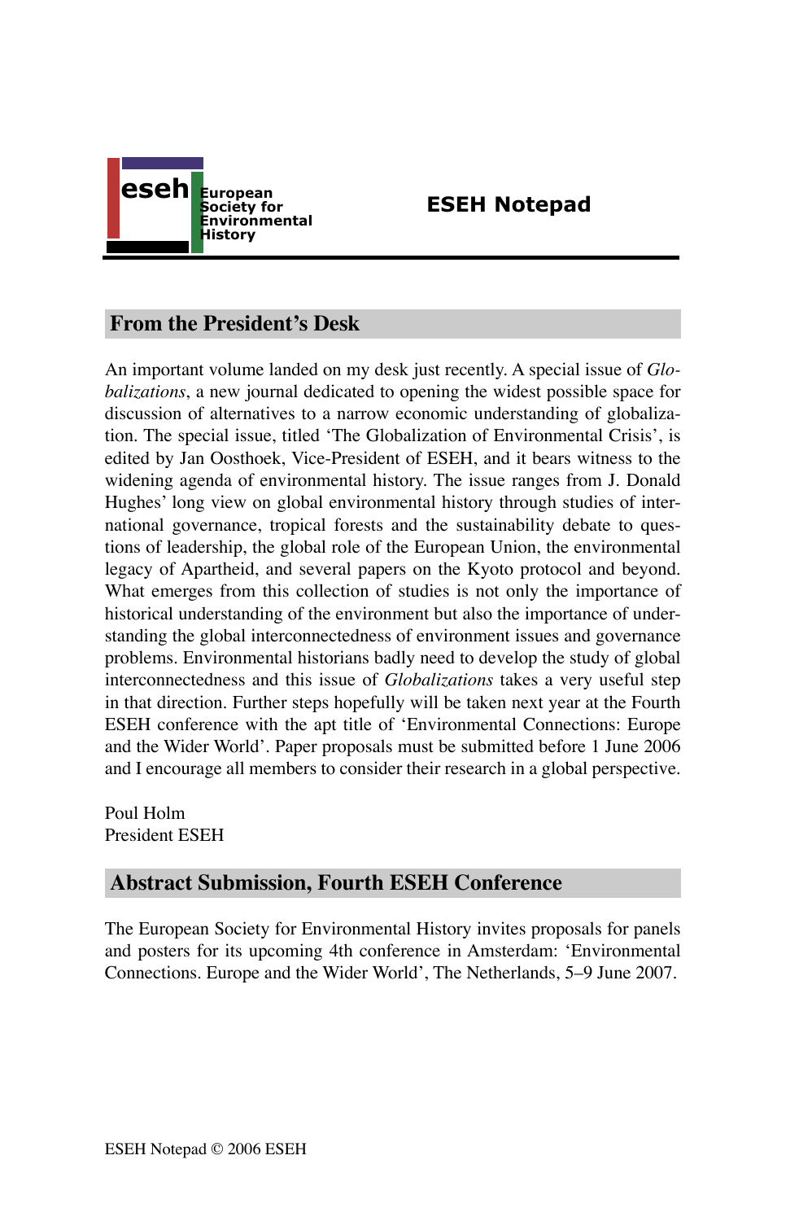eseh European Society for Environmental History

# ESEH Notepad

## From the President's Desk

An important volume landed on my desk just recently. A special issue of *Globalizations*, a new journal dedicated to opening the widest possible space for discussion of alternatives to a narrow economic understanding of globalization. The special issue, titled 'The Globalization of Environmental Crisis', is edited by Jan Oosthoek, Vice-President of ESEH, and it bears witness to the widening agenda of environmental history. The issue ranges from J. Donald Hughes' long view on global environmental history through studies of international governance, tropical forests and the sustainability debate to questions of leadership, the global role of the European Union, the environmental legacy of Apartheid, and several papers on the Kyoto protocol and beyond. What emerges from this collection of studies is not only the importance of historical understanding of the environment but also the importance of understanding the global interconnectedness of environment issues and governance problems. Environmental historians badly need to develop the study of global interconnectedness and this issue of *Globalizations* takes a very useful step in that direction. Further steps hopefully will be taken next year at the Fourth ESEH conference with the apt title of 'Environmental Connections: Europe and the Wider World'. Paper proposals must be submitted before 1 June 2006 and I encourage all members to consider their research in a global perspective.

Poul Holm
President ESEH

## Abstract Submission, Fourth ESEH Conference

The European Society for Environmental History invites proposals for panels and posters for its upcoming 4th conference in Amsterdam: 'Environmental Connections. Europe and the Wider World', The Netherlands, 5–9 June 2007.

ESEH Notepad © 2006 ESEH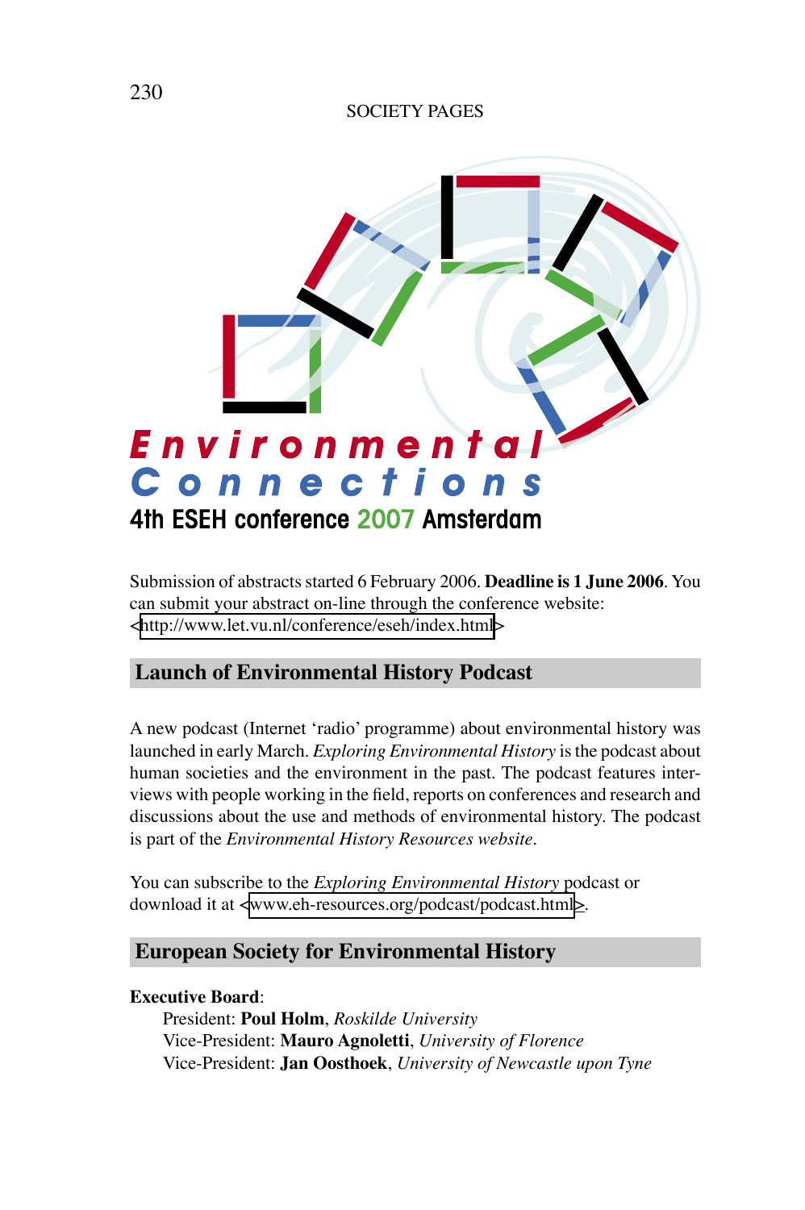**Environmental Connections**

**4th ESEH conference 2007 Amsterdam**

Submission of abstracts started 6 February 2006. **Deadline is 1 June 2006**. You can submit your abstract on-line through the conference website: <http://www.let.vu.nl/conference/eseh/index.html>

## Launch of Environmental History Podcast

A new podcast (Internet 'radio' programme) about environmental history was launched in early March. *Exploring Environmental History* is the podcast about human societies and the environment in the past. The podcast features interviews with people working in the field, reports on conferences and research and discussions about the use and methods of environmental history. The podcast is part of the *Environmental History Resources website*.

You can subscribe to the *Exploring Environmental History* podcast or download it at <www.eh-resources.org/podcast/podcast.html>.

## European Society for Environmental History

**Executive Board**:

President: **Poul Holm**, *Roskilde University*
Vice-President: **Mauro Agnoletti**, *University of Florence*
Vice-President: **Jan Oosthoek**, *University of Newcastle upon Tyne*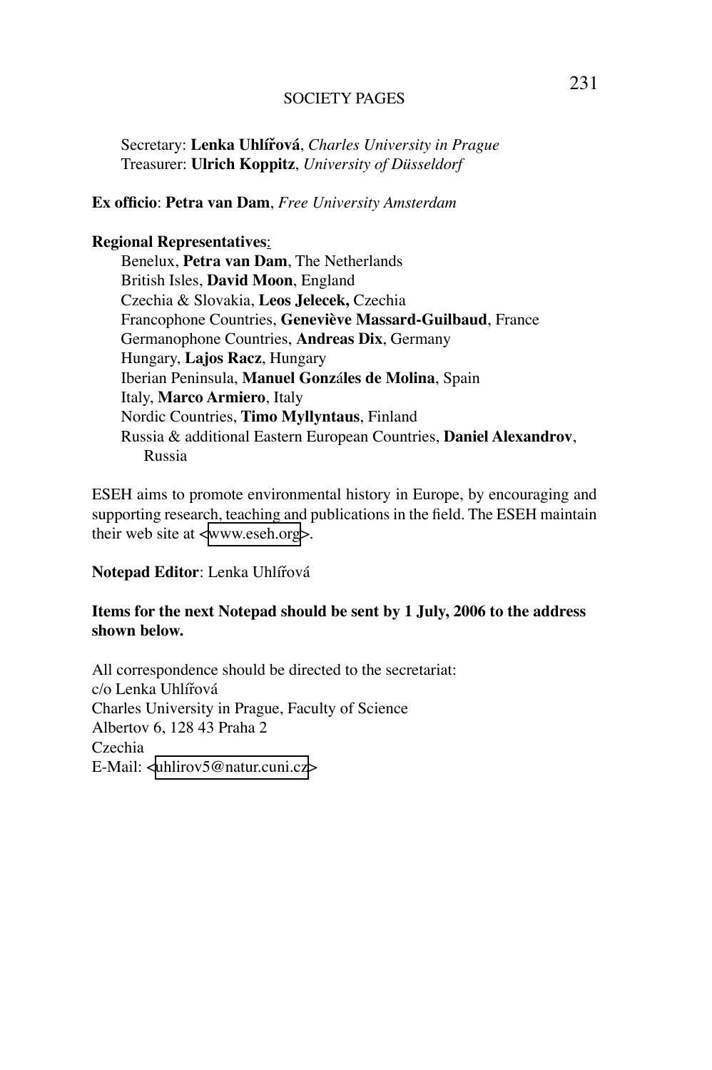Secretary: **Lenka Uhlířová**, *Charles University in Prague*
Treasurer: **Ulrich Koppitz**, *University of Düsseldorf*

**Ex officio**: **Petra van Dam**, *Free University Amsterdam*

**Regional Representatives**:

Benelux, **Petra van Dam**, The Netherlands
British Isles, **David Moon**, England
Czechia & Slovakia, **Leos Jelecek,** Czechia
Francophone Countries, **Geneviève Massard-Guilbaud**, France
Germanophone Countries, **Andreas Dix**, Germany
Hungary, **Lajos Racz**, Hungary
Iberian Peninsula, **Manuel Gonzáles de Molina**, Spain
Italy, **Marco Armiero**, Italy
Nordic Countries, **Timo Myllyntaus**, Finland
Russia & additional Eastern European Countries, **Daniel Alexandrov**, Russia

ESEH aims to promote environmental history in Europe, by encouraging and supporting research, teaching and publications in the field. The ESEH maintain their web site at <www.eseh.org>.

**Notepad Editor**: Lenka Uhlířová

**Items for the next Notepad should be sent by 1 July, 2006 to the address shown below.**

All correspondence should be directed to the secretariat:
c/o Lenka Uhlířová
Charles University in Prague, Faculty of Science
Albertov 6, 128 43 Praha 2
Czechia
E-Mail: <uhlirov5@natur.cuni.cz>